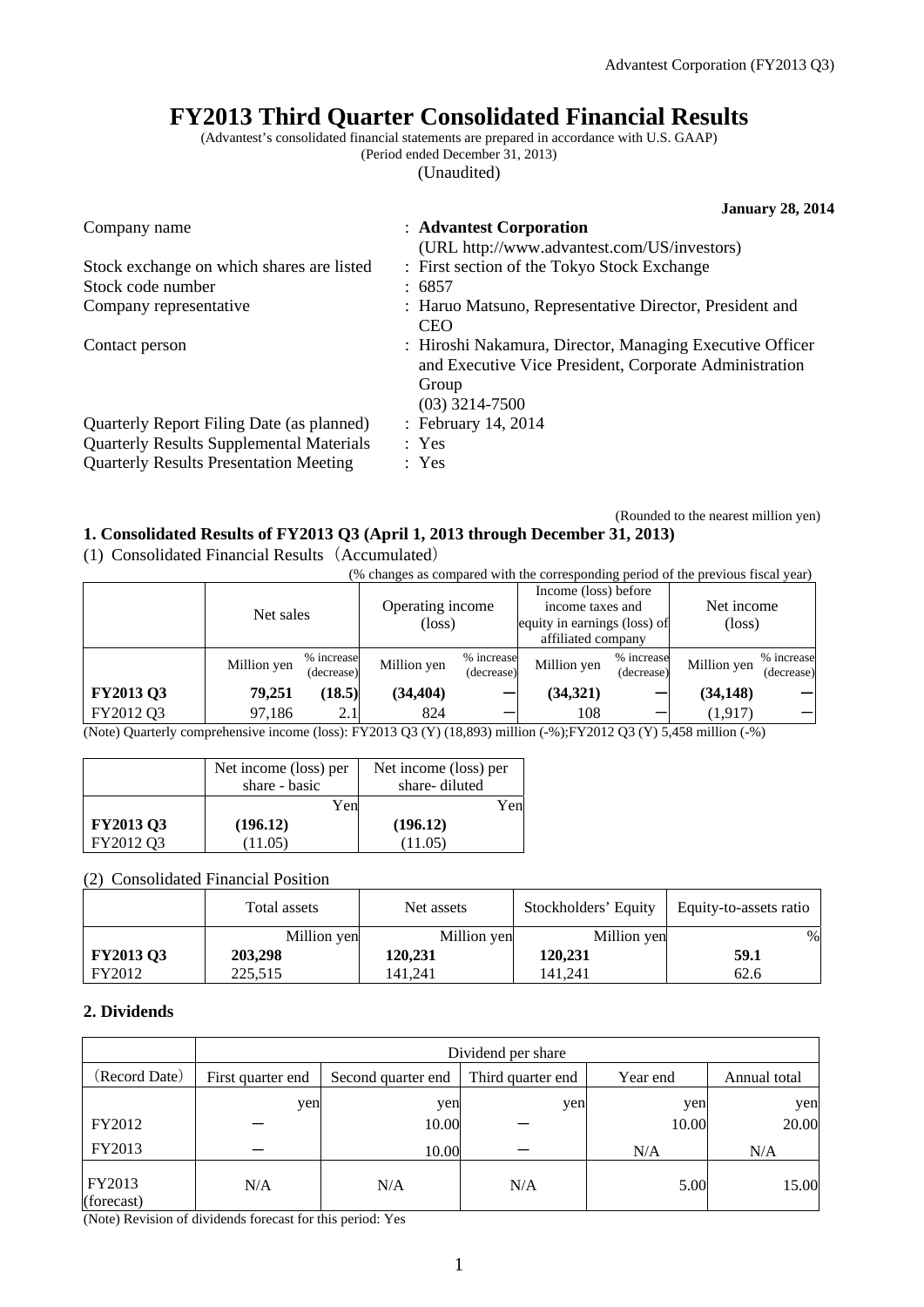# FY2013 Third Quarter Consolidated Financial Results

(Advantest's consolidated financial statements are prepared in accordance with U.S. GAAP)
(Period ended December 31, 2013)
(Unaudited)

**January 28, 2014**

| | |
|---|---|
| Company name | : **Advantest Corporation** (URL http://www.advantest.com/US/investors) |
| Stock exchange on which shares are listed | : First section of the Tokyo Stock Exchange |
| Stock code number | : 6857 |
| Company representative | : Haruo Matsuno, Representative Director, President and CEO |
| Contact person | : Hiroshi Nakamura, Director, Managing Executive Officer and Executive Vice President, Corporate Administration Group (03) 3214-7500 |
| Quarterly Report Filing Date (as planned) | : February 14, 2014 |
| Quarterly Results Supplemental Materials | : Yes |
| Quarterly Results Presentation Meeting | : Yes |

(Rounded to the nearest million yen)

## 1. Consolidated Results of FY2013 Q3 (April 1, 2013 through December 31, 2013)

(1) Consolidated Financial Results（Accumulated）

(% changes as compared with the corresponding period of the previous fiscal year)

| | Net sales | | Operating income (loss) | | Income (loss) before income taxes and equity in earnings (loss) of affiliated company | | Net income (loss) | |
|---|---|---|---|---|---|---|---|---|
| | Million yen | % increase (decrease) | Million yen | % increase (decrease) | Million yen | % increase (decrease) | Million yen | % increase (decrease) |
| **FY2013 Q3** | **79,251** | **(18.5)** | **(34,404)** | **ー** | **(34,321)** | **ー** | **(34,148)** | **ー** |
| FY2012 Q3 | 97,186 | 2.1 | 824 | ー | 108 | ー | (1,917) | ー |

(Note) Quarterly comprehensive income (loss): FY2013 Q3 (Y) (18,893) million (-%);FY2012 Q3 (Y) 5,458 million (-%)

| | Net income (loss) per share - basic | Net income (loss) per share- diluted |
|---|---|---|
| | Yen | Yen |
| **FY2013 Q3** | **(196.12)** | **(196.12)** |
| FY2012 Q3 | (11.05) | (11.05) |

(2) Consolidated Financial Position

| | Total assets | Net assets | Stockholders' Equity | Equity-to-assets ratio |
|---|---|---|---|---|
| | Million yen | Million yen | Million yen | % |
| **FY2013 Q3** | **203,298** | **120,231** | **120,231** | **59.1** |
| FY2012 | 225,515 | 141,241 | 141,241 | 62.6 |

## 2. Dividends

| | Dividend per share | | | | |
|---|---|---|---|---|---|
| (Record Date) | First quarter end | Second quarter end | Third quarter end | Year end | Annual total |
| | yen | yen | yen | yen | yen |
| FY2012 | ー | 10.00 | ー | 10.00 | 20.00 |
| FY2013 | ー | 10.00 | ー | N/A | N/A |
| FY2013 (forecast) | N/A | N/A | N/A | 5.00 | 15.00 |

(Note) Revision of dividends forecast for this period: Yes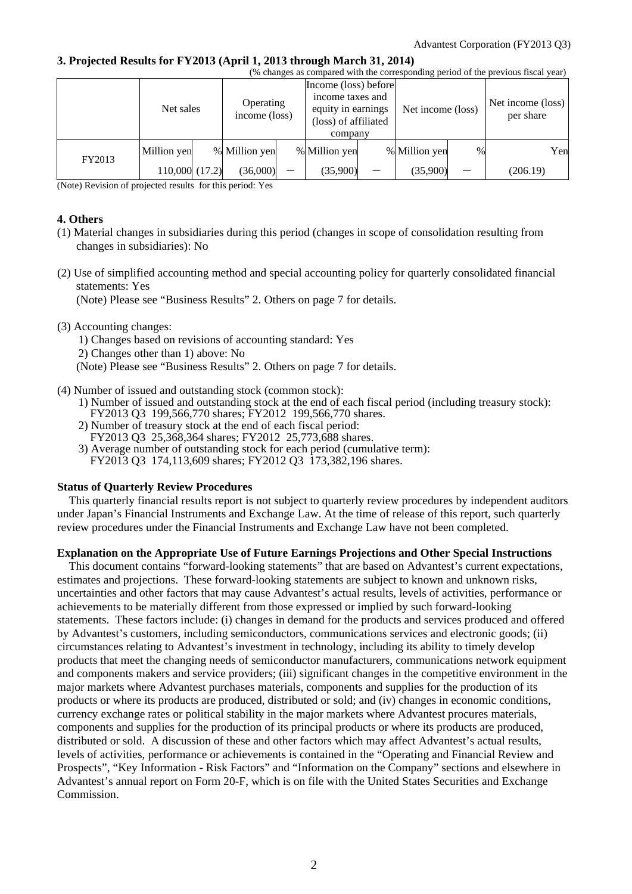### 3. Projected Results for FY2013 (April 1, 2013 through March 31, 2014)

(% changes as compared with the corresponding period of the previous fiscal year)

| | Net sales | | Operating income (loss) | | Income (loss) before income taxes and equity in earnings (loss) of affiliated company | | Net income (loss) | | Net income (loss) per share |
|---|---|---|---|---|---|---|---|---|---|
| | Million yen | % | Million yen | % | Million yen | % | Million yen | % | Yen |
| FY2013 | 110,000 | (17.2) | (36,000) | － | (35,900) | － | (35,900) | － | (206.19) |

(Note) Revision of projected results for this period: Yes

### 4. Others

(1) Material changes in subsidiaries during this period (changes in scope of consolidation resulting from changes in subsidiaries): No

(2) Use of simplified accounting method and special accounting policy for quarterly consolidated financial statements: Yes

(Note) Please see "Business Results" 2. Others on page 7 for details.

(3) Accounting changes:

1) Changes based on revisions of accounting standard: Yes

2) Changes other than 1) above: No

(Note) Please see "Business Results" 2. Others on page 7 for details.

(4) Number of issued and outstanding stock (common stock):

1) Number of issued and outstanding stock at the end of each fiscal period (including treasury stock): FY2013 Q3 199,566,770 shares; FY2012 199,566,770 shares.

2) Number of treasury stock at the end of each fiscal period: FY2013 Q3 25,368,364 shares; FY2012 25,773,688 shares.

3) Average number of outstanding stock for each period (cumulative term): FY2013 Q3 174,113,609 shares; FY2012 Q3 173,382,196 shares.

**Status of Quarterly Review Procedures**

This quarterly financial results report is not subject to quarterly review procedures by independent auditors under Japan's Financial Instruments and Exchange Law. At the time of release of this report, such quarterly review procedures under the Financial Instruments and Exchange Law have not been completed.

**Explanation on the Appropriate Use of Future Earnings Projections and Other Special Instructions**

This document contains "forward-looking statements" that are based on Advantest's current expectations, estimates and projections. These forward-looking statements are subject to known and unknown risks, uncertainties and other factors that may cause Advantest's actual results, levels of activities, performance or achievements to be materially different from those expressed or implied by such forward-looking statements. These factors include: (i) changes in demand for the products and services produced and offered by Advantest's customers, including semiconductors, communications services and electronic goods; (ii) circumstances relating to Advantest's investment in technology, including its ability to timely develop products that meet the changing needs of semiconductor manufacturers, communications network equipment and components makers and service providers; (iii) significant changes in the competitive environment in the major markets where Advantest purchases materials, components and supplies for the production of its products or where its products are produced, distributed or sold; and (iv) changes in economic conditions, currency exchange rates or political stability in the major markets where Advantest procures materials, components and supplies for the production of its principal products or where its products are produced, distributed or sold. A discussion of these and other factors which may affect Advantest's actual results, levels of activities, performance or achievements is contained in the "Operating and Financial Review and Prospects", "Key Information - Risk Factors" and "Information on the Company" sections and elsewhere in Advantest's annual report on Form 20-F, which is on file with the United States Securities and Exchange Commission.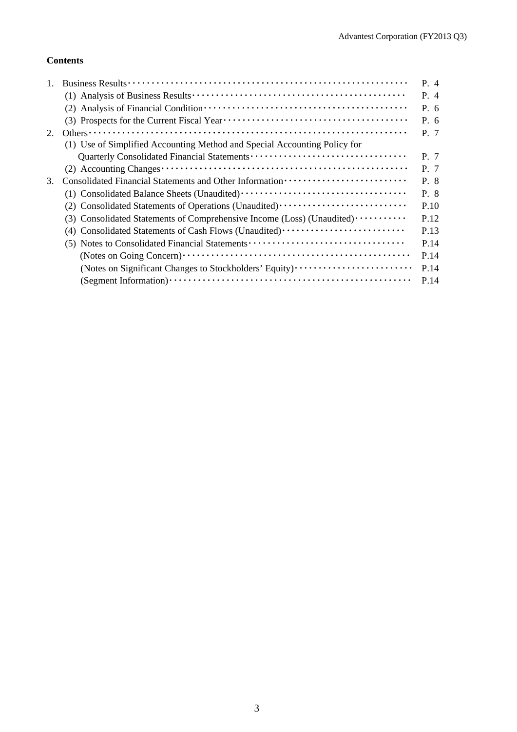**Contents**

| | | |
|---|---|---|
| 1. | Business Results | P. 4 |
| | (1) Analysis of Business Results | P. 4 |
| | (2) Analysis of Financial Condition | P. 6 |
| | (3) Prospects for the Current Fiscal Year | P. 6 |
| 2. | Others | P. 7 |
| | (1) Use of Simplified Accounting Method and Special Accounting Policy for Quarterly Consolidated Financial Statements | P. 7 |
| | (2) Accounting Changes | P. 7 |
| 3. | Consolidated Financial Statements and Other Information | P. 8 |
| | (1) Consolidated Balance Sheets (Unaudited) | P. 8 |
| | (2) Consolidated Statements of Operations (Unaudited) | P.10 |
| | (3) Consolidated Statements of Comprehensive Income (Loss) (Unaudited) | P.12 |
| | (4) Consolidated Statements of Cash Flows (Unaudited) | P.13 |
| | (5) Notes to Consolidated Financial Statements | P.14 |
| | (Notes on Going Concern) | P.14 |
| | (Notes on Significant Changes to Stockholders' Equity) | P.14 |
| | (Segment Information) | P.14 |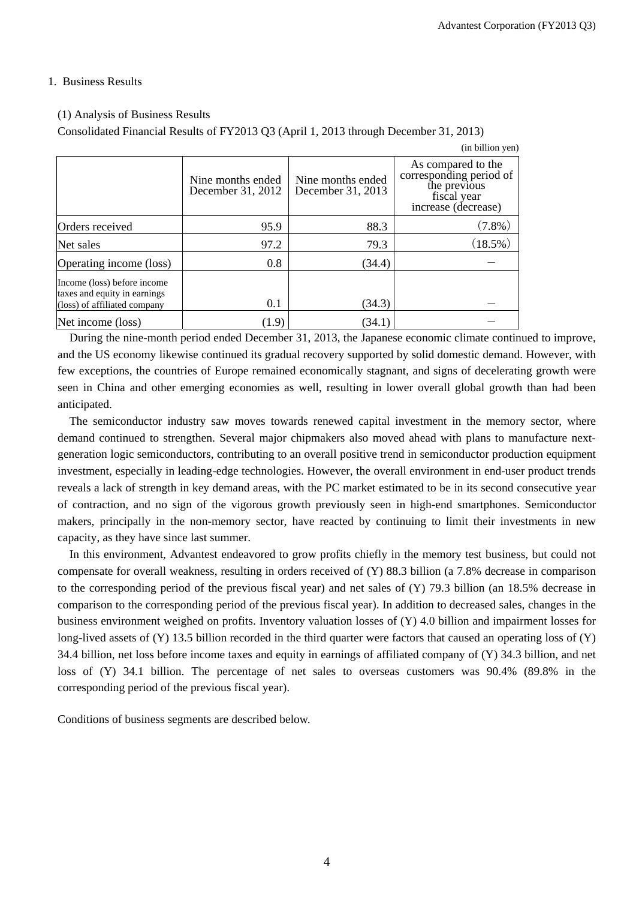## 1. Business Results

### (1) Analysis of Business Results

Consolidated Financial Results of FY2013 Q3 (April 1, 2013 through December 31, 2013)

(in billion yen)

|  | Nine months ended December 31, 2012 | Nine months ended December 31, 2013 | As compared to the corresponding period of the previous fiscal year increase (decrease) |
|---|---|---|---|
| Orders received | 95.9 | 88.3 | (7.8%) |
| Net sales | 97.2 | 79.3 | (18.5%) |
| Operating income (loss) | 0.8 | (34.4) | – |
| Income (loss) before income taxes and equity in earnings (loss) of affiliated company | 0.1 | (34.3) | – |
| Net income (loss) | (1.9) | (34.1) | – |

During the nine-month period ended December 31, 2013, the Japanese economic climate continued to improve, and the US economy likewise continued its gradual recovery supported by solid domestic demand. However, with few exceptions, the countries of Europe remained economically stagnant, and signs of decelerating growth were seen in China and other emerging economies as well, resulting in lower overall global growth than had been anticipated.

The semiconductor industry saw moves towards renewed capital investment in the memory sector, where demand continued to strengthen. Several major chipmakers also moved ahead with plans to manufacture next-generation logic semiconductors, contributing to an overall positive trend in semiconductor production equipment investment, especially in leading-edge technologies. However, the overall environment in end-user product trends reveals a lack of strength in key demand areas, with the PC market estimated to be in its second consecutive year of contraction, and no sign of the vigorous growth previously seen in high-end smartphones. Semiconductor makers, principally in the non-memory sector, have reacted by continuing to limit their investments in new capacity, as they have since last summer.

In this environment, Advantest endeavored to grow profits chiefly in the memory test business, but could not compensate for overall weakness, resulting in orders received of (Y) 88.3 billion (a 7.8% decrease in comparison to the corresponding period of the previous fiscal year) and net sales of (Y) 79.3 billion (an 18.5% decrease in comparison to the corresponding period of the previous fiscal year). In addition to decreased sales, changes in the business environment weighed on profits. Inventory valuation losses of (Y) 4.0 billion and impairment losses for long-lived assets of (Y) 13.5 billion recorded in the third quarter were factors that caused an operating loss of (Y) 34.4 billion, net loss before income taxes and equity in earnings of affiliated company of (Y) 34.3 billion, and net loss of (Y) 34.1 billion. The percentage of net sales to overseas customers was 90.4% (89.8% in the corresponding period of the previous fiscal year).

Conditions of business segments are described below.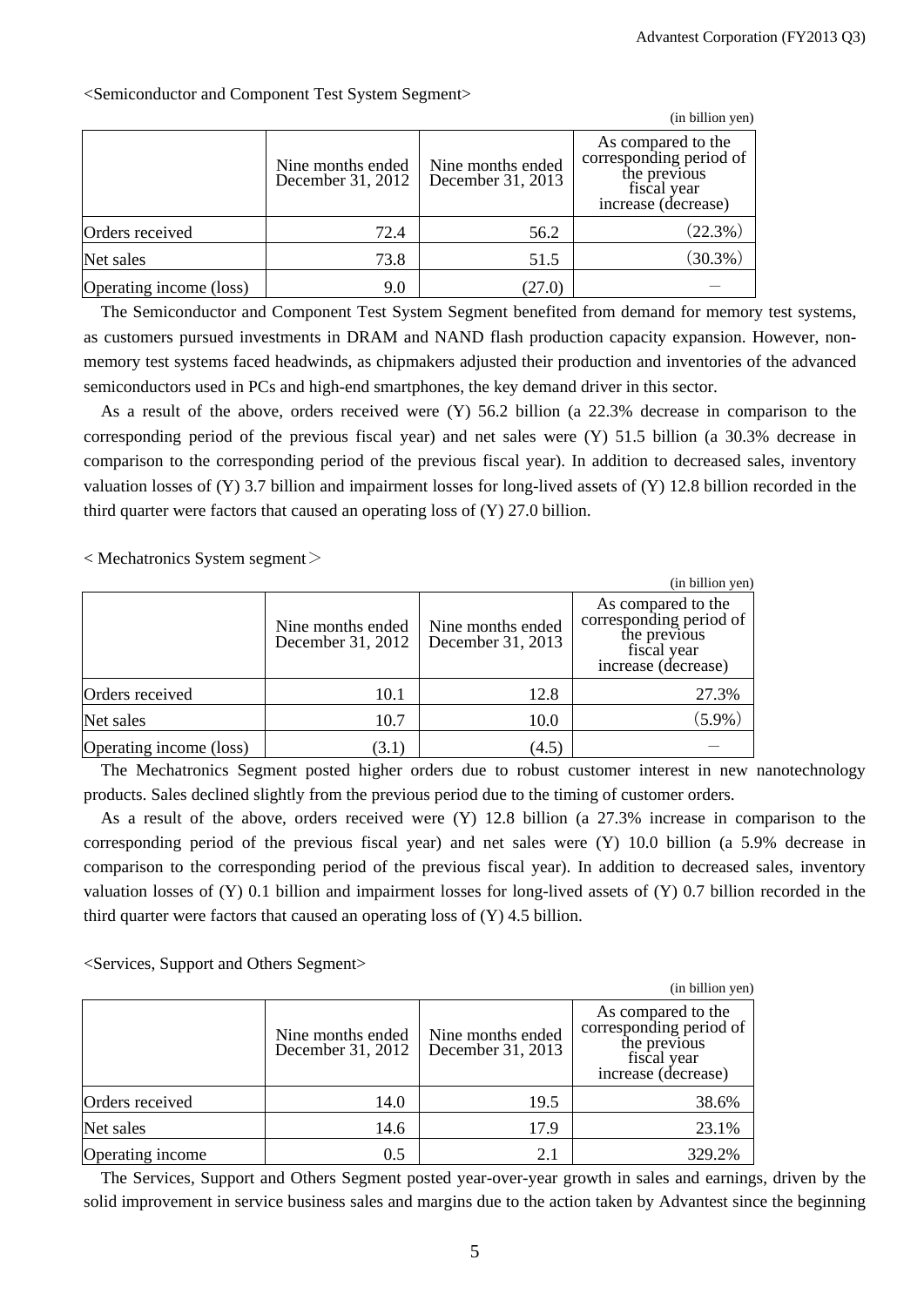<Semiconductor and Component Test System Segment>

(in billion yen)

| | Nine months ended December 31, 2012 | Nine months ended December 31, 2013 | As compared to the corresponding period of the previous fiscal year increase (decrease) |
|---|---|---|---|
| Orders received | 72.4 | 56.2 | (22.3%) |
| Net sales | 73.8 | 51.5 | (30.3%) |
| Operating income (loss) | 9.0 | (27.0) | ― |

The Semiconductor and Component Test System Segment benefited from demand for memory test systems, as customers pursued investments in DRAM and NAND flash production capacity expansion. However, non-memory test systems faced headwinds, as chipmakers adjusted their production and inventories of the advanced semiconductors used in PCs and high-end smartphones, the key demand driver in this sector.

As a result of the above, orders received were (Y) 56.2 billion (a 22.3% decrease in comparison to the corresponding period of the previous fiscal year) and net sales were (Y) 51.5 billion (a 30.3% decrease in comparison to the corresponding period of the previous fiscal year). In addition to decreased sales, inventory valuation losses of (Y) 3.7 billion and impairment losses for long-lived assets of (Y) 12.8 billion recorded in the third quarter were factors that caused an operating loss of (Y) 27.0 billion.

< Mechatronics System segment＞

(in billion yen)

| | Nine months ended December 31, 2012 | Nine months ended December 31, 2013 | As compared to the corresponding period of the previous fiscal year increase (decrease) |
|---|---|---|---|
| Orders received | 10.1 | 12.8 | 27.3% |
| Net sales | 10.7 | 10.0 | (5.9%) |
| Operating income (loss) | (3.1) | (4.5) | ― |

The Mechatronics Segment posted higher orders due to robust customer interest in new nanotechnology products. Sales declined slightly from the previous period due to the timing of customer orders.

As a result of the above, orders received were (Y) 12.8 billion (a 27.3% increase in comparison to the corresponding period of the previous fiscal year) and net sales were (Y) 10.0 billion (a 5.9% decrease in comparison to the corresponding period of the previous fiscal year). In addition to decreased sales, inventory valuation losses of (Y) 0.1 billion and impairment losses for long-lived assets of (Y) 0.7 billion recorded in the third quarter were factors that caused an operating loss of (Y) 4.5 billion.

<Services, Support and Others Segment>

(in billion yen)

| | Nine months ended December 31, 2012 | Nine months ended December 31, 2013 | As compared to the corresponding period of the previous fiscal year increase (decrease) |
|---|---|---|---|
| Orders received | 14.0 | 19.5 | 38.6% |
| Net sales | 14.6 | 17.9 | 23.1% |
| Operating income | 0.5 | 2.1 | 329.2% |

The Services, Support and Others Segment posted year-over-year growth in sales and earnings, driven by the solid improvement in service business sales and margins due to the action taken by Advantest since the beginning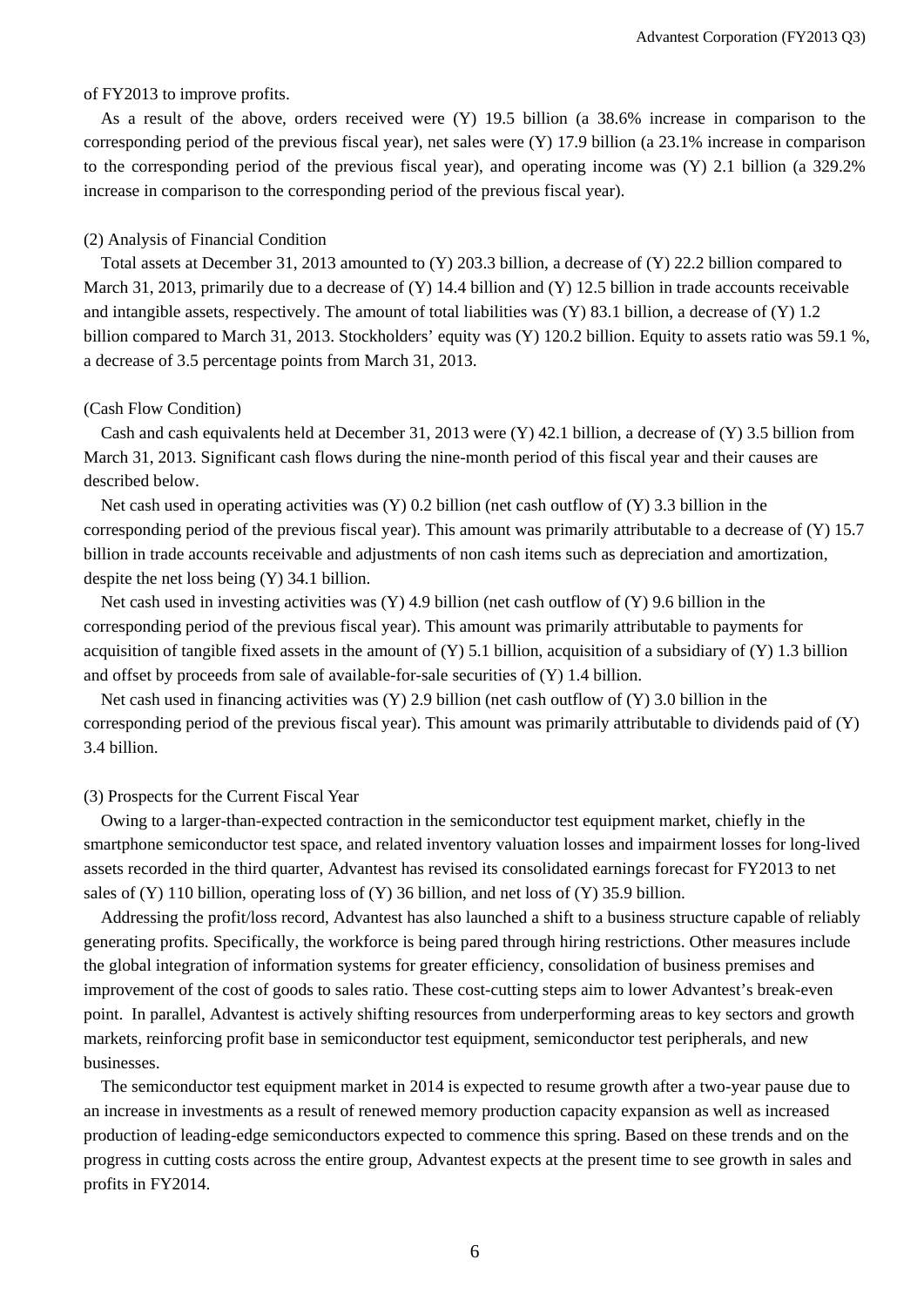of FY2013 to improve profits.

As a result of the above, orders received were (Y) 19.5 billion (a 38.6% increase in comparison to the corresponding period of the previous fiscal year), net sales were (Y) 17.9 billion (a 23.1% increase in comparison to the corresponding period of the previous fiscal year), and operating income was (Y) 2.1 billion (a 329.2% increase in comparison to the corresponding period of the previous fiscal year).

### (2) Analysis of Financial Condition

Total assets at December 31, 2013 amounted to (Y) 203.3 billion, a decrease of (Y) 22.2 billion compared to March 31, 2013, primarily due to a decrease of (Y) 14.4 billion and (Y) 12.5 billion in trade accounts receivable and intangible assets, respectively. The amount of total liabilities was (Y) 83.1 billion, a decrease of (Y) 1.2 billion compared to March 31, 2013. Stockholders' equity was (Y) 120.2 billion. Equity to assets ratio was 59.1 %, a decrease of 3.5 percentage points from March 31, 2013.

### (Cash Flow Condition)

Cash and cash equivalents held at December 31, 2013 were (Y) 42.1 billion, a decrease of (Y) 3.5 billion from March 31, 2013. Significant cash flows during the nine-month period of this fiscal year and their causes are described below.

Net cash used in operating activities was (Y) 0.2 billion (net cash outflow of (Y) 3.3 billion in the corresponding period of the previous fiscal year). This amount was primarily attributable to a decrease of (Y) 15.7 billion in trade accounts receivable and adjustments of non cash items such as depreciation and amortization, despite the net loss being (Y) 34.1 billion.

Net cash used in investing activities was (Y) 4.9 billion (net cash outflow of (Y) 9.6 billion in the corresponding period of the previous fiscal year). This amount was primarily attributable to payments for acquisition of tangible fixed assets in the amount of (Y) 5.1 billion, acquisition of a subsidiary of (Y) 1.3 billion and offset by proceeds from sale of available-for-sale securities of (Y) 1.4 billion.

Net cash used in financing activities was (Y) 2.9 billion (net cash outflow of (Y) 3.0 billion in the corresponding period of the previous fiscal year). This amount was primarily attributable to dividends paid of (Y) 3.4 billion.

### (3) Prospects for the Current Fiscal Year

Owing to a larger-than-expected contraction in the semiconductor test equipment market, chiefly in the smartphone semiconductor test space, and related inventory valuation losses and impairment losses for long-lived assets recorded in the third quarter, Advantest has revised its consolidated earnings forecast for FY2013 to net sales of (Y) 110 billion, operating loss of (Y) 36 billion, and net loss of (Y) 35.9 billion.

Addressing the profit/loss record, Advantest has also launched a shift to a business structure capable of reliably generating profits. Specifically, the workforce is being pared through hiring restrictions. Other measures include the global integration of information systems for greater efficiency, consolidation of business premises and improvement of the cost of goods to sales ratio. These cost-cutting steps aim to lower Advantest's break-even point. In parallel, Advantest is actively shifting resources from underperforming areas to key sectors and growth markets, reinforcing profit base in semiconductor test equipment, semiconductor test peripherals, and new businesses.

The semiconductor test equipment market in 2014 is expected to resume growth after a two-year pause due to an increase in investments as a result of renewed memory production capacity expansion as well as increased production of leading-edge semiconductors expected to commence this spring. Based on these trends and on the progress in cutting costs across the entire group, Advantest expects at the present time to see growth in sales and profits in FY2014.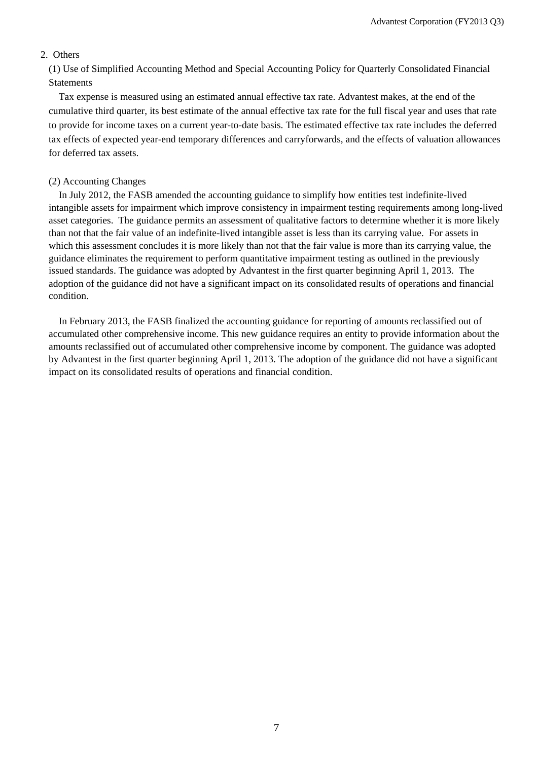## 2. Others

### (1) Use of Simplified Accounting Method and Special Accounting Policy for Quarterly Consolidated Financial Statements

Tax expense is measured using an estimated annual effective tax rate. Advantest makes, at the end of the cumulative third quarter, its best estimate of the annual effective tax rate for the full fiscal year and uses that rate to provide for income taxes on a current year-to-date basis. The estimated effective tax rate includes the deferred tax effects of expected year-end temporary differences and carryforwards, and the effects of valuation allowances for deferred tax assets.

### (2) Accounting Changes

In July 2012, the FASB amended the accounting guidance to simplify how entities test indefinite-lived intangible assets for impairment which improve consistency in impairment testing requirements among long-lived asset categories. The guidance permits an assessment of qualitative factors to determine whether it is more likely than not that the fair value of an indefinite-lived intangible asset is less than its carrying value. For assets in which this assessment concludes it is more likely than not that the fair value is more than its carrying value, the guidance eliminates the requirement to perform quantitative impairment testing as outlined in the previously issued standards. The guidance was adopted by Advantest in the first quarter beginning April 1, 2013. The adoption of the guidance did not have a significant impact on its consolidated results of operations and financial condition.

In February 2013, the FASB finalized the accounting guidance for reporting of amounts reclassified out of accumulated other comprehensive income. This new guidance requires an entity to provide information about the amounts reclassified out of accumulated other comprehensive income by component. The guidance was adopted by Advantest in the first quarter beginning April 1, 2013. The adoption of the guidance did not have a significant impact on its consolidated results of operations and financial condition.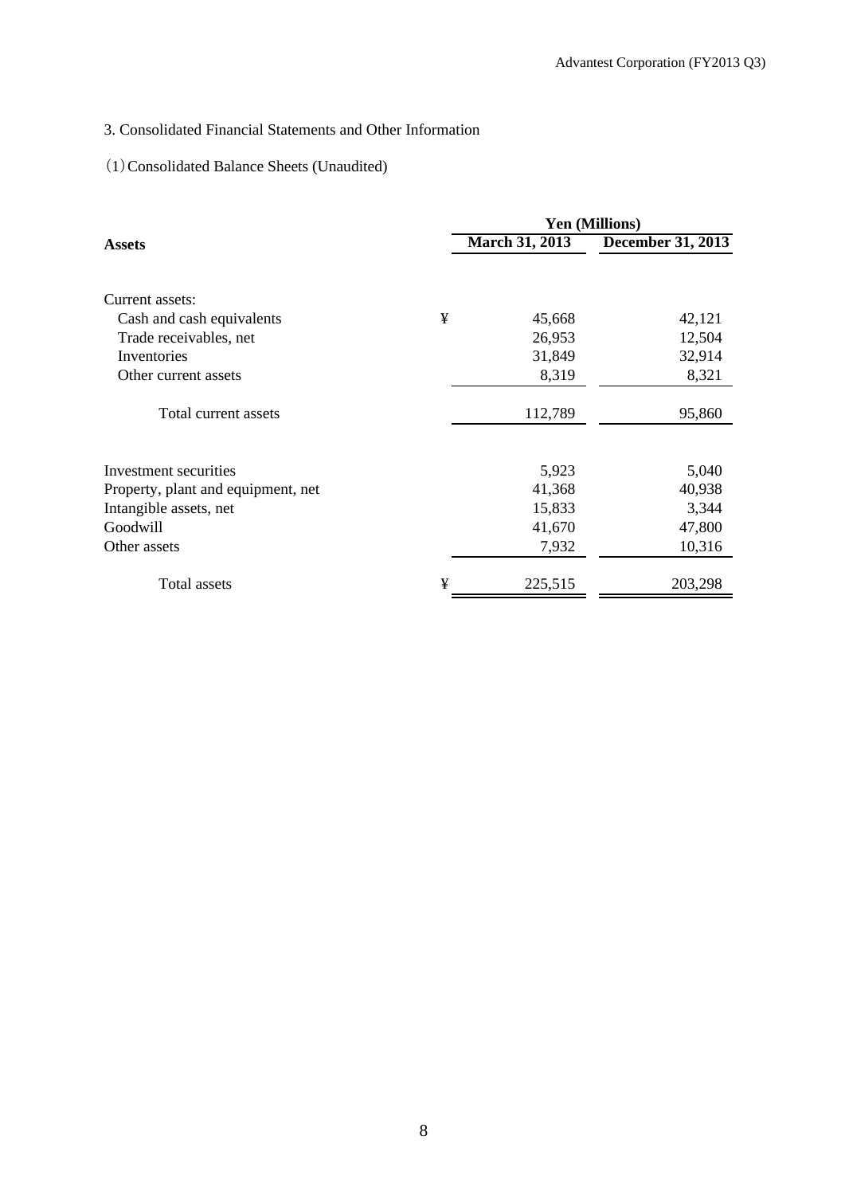3. Consolidated Financial Statements and Other Information

（1）Consolidated Balance Sheets (Unaudited)

| Assets | | Yen (Millions) | |
|---|---|---|---|
| | | March 31, 2013 | December 31, 2013 |
| Current assets: | | | |
| Cash and cash equivalents | ¥ | 45,668 | 42,121 |
| Trade receivables, net | | 26,953 | 12,504 |
| Inventories | | 31,849 | 32,914 |
| Other current assets | | 8,319 | 8,321 |
| Total current assets | | 112,789 | 95,860 |
| Investment securities | | 5,923 | 5,040 |
| Property, plant and equipment, net | | 41,368 | 40,938 |
| Intangible assets, net | | 15,833 | 3,344 |
| Goodwill | | 41,670 | 47,800 |
| Other assets | | 7,932 | 10,316 |
| Total assets | ¥ | 225,515 | 203,298 |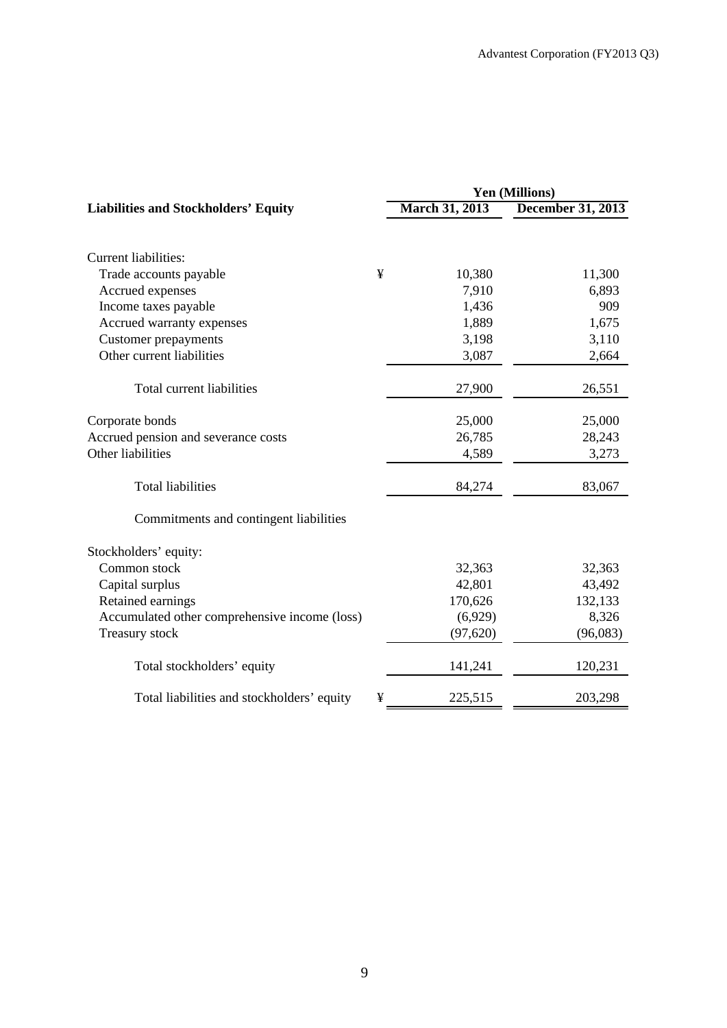| Liabilities and Stockholders' Equity | | Yen (Millions) | |
|---|---|---|---|
| | | March 31, 2013 | December 31, 2013 |
| Current liabilities: | | | |
| Trade accounts payable | ¥ | 10,380 | 11,300 |
| Accrued expenses | | 7,910 | 6,893 |
| Income taxes payable | | 1,436 | 909 |
| Accrued warranty expenses | | 1,889 | 1,675 |
| Customer prepayments | | 3,198 | 3,110 |
| Other current liabilities | | 3,087 | 2,664 |
| Total current liabilities | | 27,900 | 26,551 |
| Corporate bonds | | 25,000 | 25,000 |
| Accrued pension and severance costs | | 26,785 | 28,243 |
| Other liabilities | | 4,589 | 3,273 |
| Total liabilities | | 84,274 | 83,067 |
| Commitments and contingent liabilities | | | |
| Stockholders' equity: | | | |
| Common stock | | 32,363 | 32,363 |
| Capital surplus | | 42,801 | 43,492 |
| Retained earnings | | 170,626 | 132,133 |
| Accumulated other comprehensive income (loss) | | (6,929) | 8,326 |
| Treasury stock | | (97,620) | (96,083) |
| Total stockholders' equity | | 141,241 | 120,231 |
| Total liabilities and stockholders' equity | ¥ | 225,515 | 203,298 |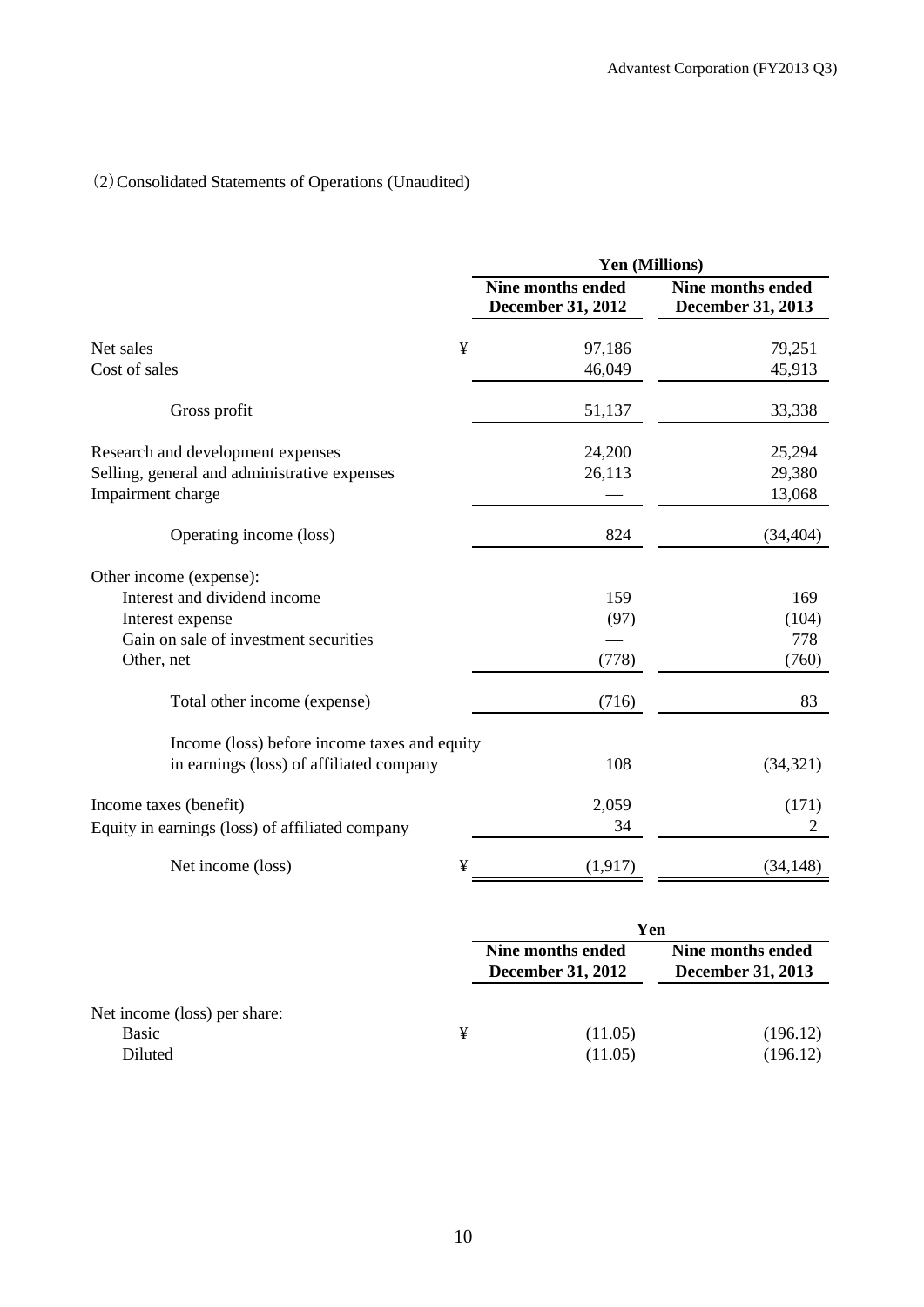(2) Consolidated Statements of Operations (Unaudited)

| | | Yen (Millions) | |
|---|---|---|---|
| | | Nine months ended December 31, 2012 | Nine months ended December 31, 2013 |
| Net sales | ¥ | 97,186 | 79,251 |
| Cost of sales | | 46,049 | 45,913 |
| Gross profit | | 51,137 | 33,338 |
| Research and development expenses | | 24,200 | 25,294 |
| Selling, general and administrative expenses | | 26,113 | 29,380 |
| Impairment charge | | — | 13,068 |
| Operating income (loss) | | 824 | (34,404) |
| Other income (expense): | | | |
| Interest and dividend income | | 159 | 169 |
| Interest expense | | (97) | (104) |
| Gain on sale of investment securities | | — | 778 |
| Other, net | | (778) | (760) |
| Total other income (expense) | | (716) | 83 |
| Income (loss) before income taxes and equity in earnings (loss) of affiliated company | | 108 | (34,321) |
| Income taxes (benefit) | | 2,059 | (171) |
| Equity in earnings (loss) of affiliated company | | 34 | 2 |
| Net income (loss) | ¥ | (1,917) | (34,148) |

| | | Yen | |
|---|---|---|---|
| | | Nine months ended December 31, 2012 | Nine months ended December 31, 2013 |
| Net income (loss) per share: | | | |
| Basic | ¥ | (11.05) | (196.12) |
| Diluted | | (11.05) | (196.12) |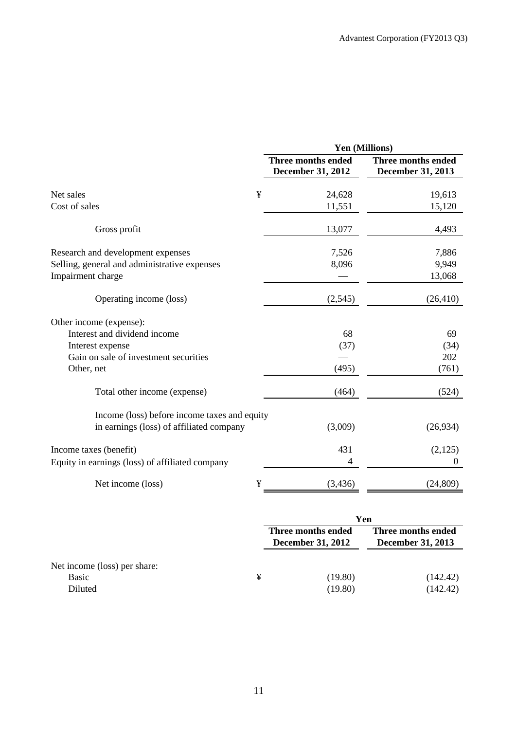| | | Yen (Millions) | |
|---|---|---|---|
| | | Three months ended December 31, 2012 | Three months ended December 31, 2013 |
| Net sales | ¥ | 24,628 | 19,613 |
| Cost of sales | | 11,551 | 15,120 |
| Gross profit | | 13,077 | 4,493 |
| Research and development expenses | | 7,526 | 7,886 |
| Selling, general and administrative expenses | | 8,096 | 9,949 |
| Impairment charge | | — | 13,068 |
| Operating income (loss) | | (2,545) | (26,410) |
| Other income (expense): | | | |
| Interest and dividend income | | 68 | 69 |
| Interest expense | | (37) | (34) |
| Gain on sale of investment securities | | — | 202 |
| Other, net | | (495) | (761) |
| Total other income (expense) | | (464) | (524) |
| Income (loss) before income taxes and equity in earnings (loss) of affiliated company | | (3,009) | (26,934) |
| Income taxes (benefit) | | 431 | (2,125) |
| Equity in earnings (loss) of affiliated company | | 4 | 0 |
| Net income (loss) | ¥ | (3,436) | (24,809) |

| | | Yen | |
|---|---|---|---|
| | | Three months ended December 31, 2012 | Three months ended December 31, 2013 |
| Net income (loss) per share: | | | |
| Basic | ¥ | (19.80) | (142.42) |
| Diluted | | (19.80) | (142.42) |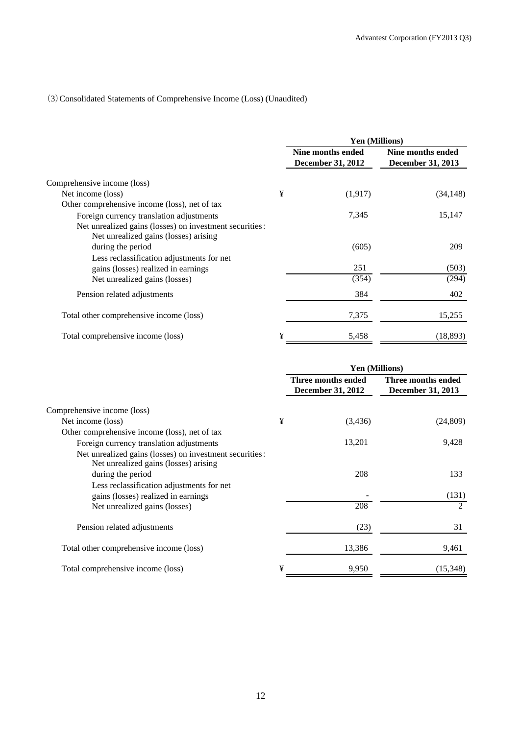(3) Consolidated Statements of Comprehensive Income (Loss) (Unaudited)

| | | Yen (Millions) | |
|---|---|---|---|
| | | Nine months ended December 31, 2012 | Nine months ended December 31, 2013 |
| Comprehensive income (loss) | | | |
| Net income (loss) | ¥ | (1,917) | (34,148) |
| Other comprehensive income (loss), net of tax | | | |
| Foreign currency translation adjustments | | 7,345 | 15,147 |
| Net unrealized gains (losses) on investment securities: | | | |
| Net unrealized gains (losses) arising during the period | | (605) | 209 |
| Less reclassification adjustments for net gains (losses) realized in earnings | | 251 | (503) |
| Net unrealized gains (losses) | | (354) | (294) |
| Pension related adjustments | | 384 | 402 |
| Total other comprehensive income (loss) | | 7,375 | 15,255 |
| Total comprehensive income (loss) | ¥ | 5,458 | (18,893) |

| | | Yen (Millions) | |
|---|---|---|---|
| | | Three months ended December 31, 2012 | Three months ended December 31, 2013 |
| Comprehensive income (loss) | | | |
| Net income (loss) | ¥ | (3,436) | (24,809) |
| Other comprehensive income (loss), net of tax | | | |
| Foreign currency translation adjustments | | 13,201 | 9,428 |
| Net unrealized gains (losses) on investment securities: | | | |
| Net unrealized gains (losses) arising during the period | | 208 | 133 |
| Less reclassification adjustments for net gains (losses) realized in earnings | | - | (131) |
| Net unrealized gains (losses) | | 208 | 2 |
| Pension related adjustments | | (23) | 31 |
| Total other comprehensive income (loss) | | 13,386 | 9,461 |
| Total comprehensive income (loss) | ¥ | 9,950 | (15,348) |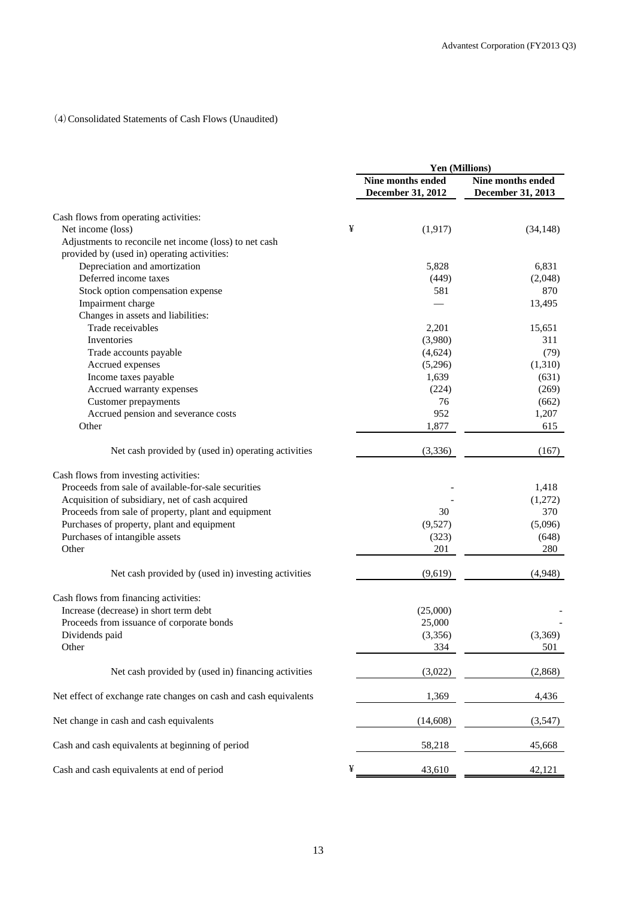(4) Consolidated Statements of Cash Flows (Unaudited)

| | Yen (Millions) | |
|---|---|---|
| | Nine months ended December 31, 2012 | Nine months ended December 31, 2013 |
| Cash flows from operating activities: | | |
| Net income (loss) | ¥ (1,917) | (34,148) |
| Adjustments to reconcile net income (loss) to net cash provided by (used in) operating activities: | | |
| Depreciation and amortization | 5,828 | 6,831 |
| Deferred income taxes | (449) | (2,048) |
| Stock option compensation expense | 581 | 870 |
| Impairment charge | — | 13,495 |
| Changes in assets and liabilities: | | |
| Trade receivables | 2,201 | 15,651 |
| Inventories | (3,980) | 311 |
| Trade accounts payable | (4,624) | (79) |
| Accrued expenses | (5,296) | (1,310) |
| Income taxes payable | 1,639 | (631) |
| Accrued warranty expenses | (224) | (269) |
| Customer prepayments | 76 | (662) |
| Accrued pension and severance costs | 952 | 1,207 |
| Other | 1,877 | 615 |
| Net cash provided by (used in) operating activities | (3,336) | (167) |
| Cash flows from investing activities: | | |
| Proceeds from sale of available-for-sale securities | - | 1,418 |
| Acquisition of subsidiary, net of cash acquired | - | (1,272) |
| Proceeds from sale of property, plant and equipment | 30 | 370 |
| Purchases of property, plant and equipment | (9,527) | (5,096) |
| Purchases of intangible assets | (323) | (648) |
| Other | 201 | 280 |
| Net cash provided by (used in) investing activities | (9,619) | (4,948) |
| Cash flows from financing activities: | | |
| Increase (decrease) in short term debt | (25,000) | - |
| Proceeds from issuance of corporate bonds | 25,000 | - |
| Dividends paid | (3,356) | (3,369) |
| Other | 334 | 501 |
| Net cash provided by (used in) financing activities | (3,022) | (2,868) |
| Net effect of exchange rate changes on cash and cash equivalents | 1,369 | 4,436 |
| Net change in cash and cash equivalents | (14,608) | (3,547) |
| Cash and cash equivalents at beginning of period | 58,218 | 45,668 |
| Cash and cash equivalents at end of period | ¥ 43,610 | 42,121 |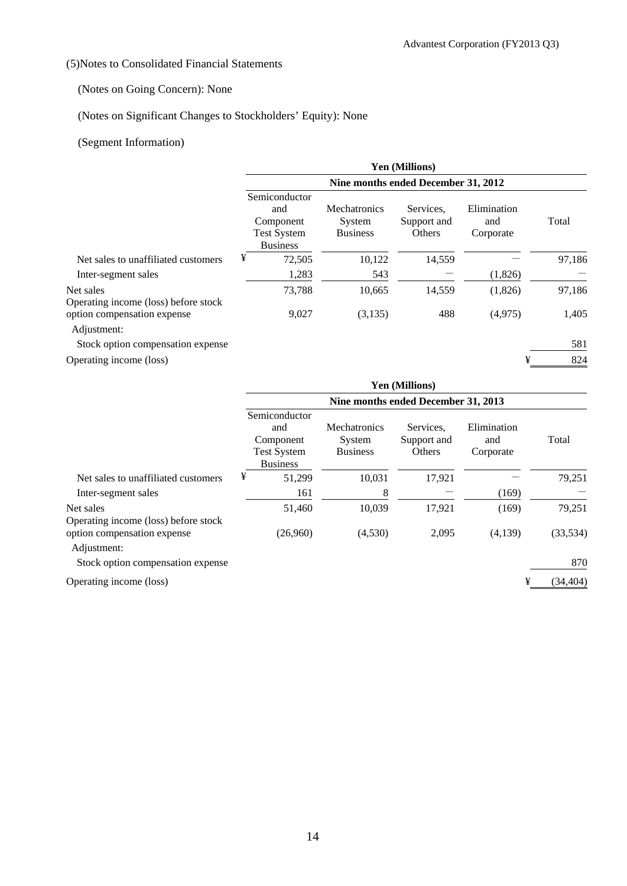(5)Notes to Consolidated Financial Statements

(Notes on Going Concern): None

(Notes on Significant Changes to Stockholders' Equity): None

(Segment Information)

| | Yen (Millions) | | | | |
|---|---|---|---|---|---|
| | Nine months ended December 31, 2012 | | | | |
| | Semiconductor and Component Test System Business | Mechatronics System Business | Services, Support and Others | Elimination and Corporate | Total |
| Net sales to unaffiliated customers | ¥ 72,505 | 10,122 | 14,559 | — | 97,186 |
| Inter-segment sales | 1,283 | 543 | — | (1,826) | — |
| Net sales | 73,788 | 10,665 | 14,559 | (1,826) | 97,186 |
| Operating income (loss) before stock option compensation expense | 9,027 | (3,135) | 488 | (4,975) | 1,405 |
| Adjustment: | | | | | |
| Stock option compensation expense | | | | | 581 |
| Operating income (loss) | | | | | ¥ 824 |

| | Yen (Millions) | | | | |
|---|---|---|---|---|---|
| | Nine months ended December 31, 2013 | | | | |
| | Semiconductor and Component Test System Business | Mechatronics System Business | Services, Support and Others | Elimination and Corporate | Total |
| Net sales to unaffiliated customers | ¥ 51,299 | 10,031 | 17,921 | — | 79,251 |
| Inter-segment sales | 161 | 8 | — | (169) | — |
| Net sales | 51,460 | 10,039 | 17,921 | (169) | 79,251 |
| Operating income (loss) before stock option compensation expense | (26,960) | (4,530) | 2,095 | (4,139) | (33,534) |
| Adjustment: | | | | | |
| Stock option compensation expense | | | | | 870 |
| Operating income (loss) | | | | | ¥ (34,404) |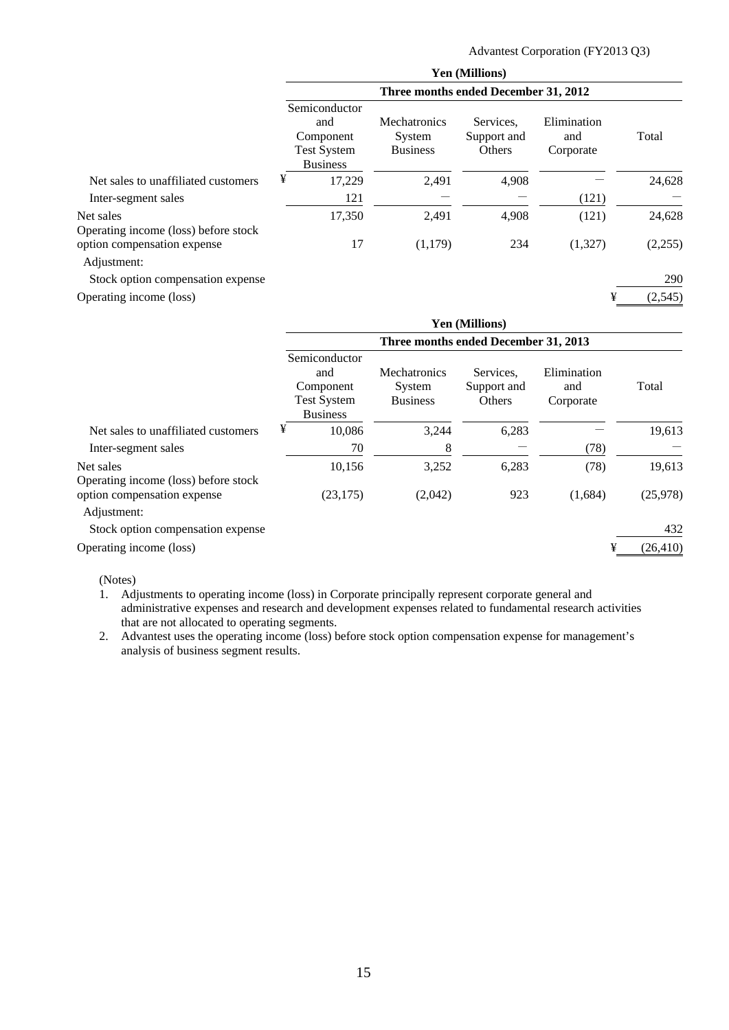| | Yen (Millions) | | | | |
|---|---|---|---|---|---|
| | Three months ended December 31, 2012 | | | | |
| | Semiconductor and Component Test System Business | Mechatronics System Business | Services, Support and Others | Elimination and Corporate | Total |
| Net sales to unaffiliated customers | ¥ 17,229 | 2,491 | 4,908 | — | 24,628 |
| Inter-segment sales | 121 | — | — | (121) | — |
| Net sales | 17,350 | 2,491 | 4,908 | (121) | 24,628 |
| Operating income (loss) before stock option compensation expense | 17 | (1,179) | 234 | (1,327) | (2,255) |
| Adjustment: | | | | | |
| Stock option compensation expense | | | | | 290 |
| Operating income (loss) | | | | | ¥ (2,545) |

| | Yen (Millions) | | | | |
|---|---|---|---|---|---|
| | Three months ended December 31, 2013 | | | | |
| | Semiconductor and Component Test System Business | Mechatronics System Business | Services, Support and Others | Elimination and Corporate | Total |
| Net sales to unaffiliated customers | ¥ 10,086 | 3,244 | 6,283 | — | 19,613 |
| Inter-segment sales | 70 | 8 | — | (78) | — |
| Net sales | 10,156 | 3,252 | 6,283 | (78) | 19,613 |
| Operating income (loss) before stock option compensation expense | (23,175) | (2,042) | 923 | (1,684) | (25,978) |
| Adjustment: | | | | | |
| Stock option compensation expense | | | | | 432 |
| Operating income (loss) | | | | | ¥ (26,410) |

(Notes)

1. Adjustments to operating income (loss) in Corporate principally represent corporate general and administrative expenses and research and development expenses related to fundamental research activities that are not allocated to operating segments.
2. Advantest uses the operating income (loss) before stock option compensation expense for management's analysis of business segment results.